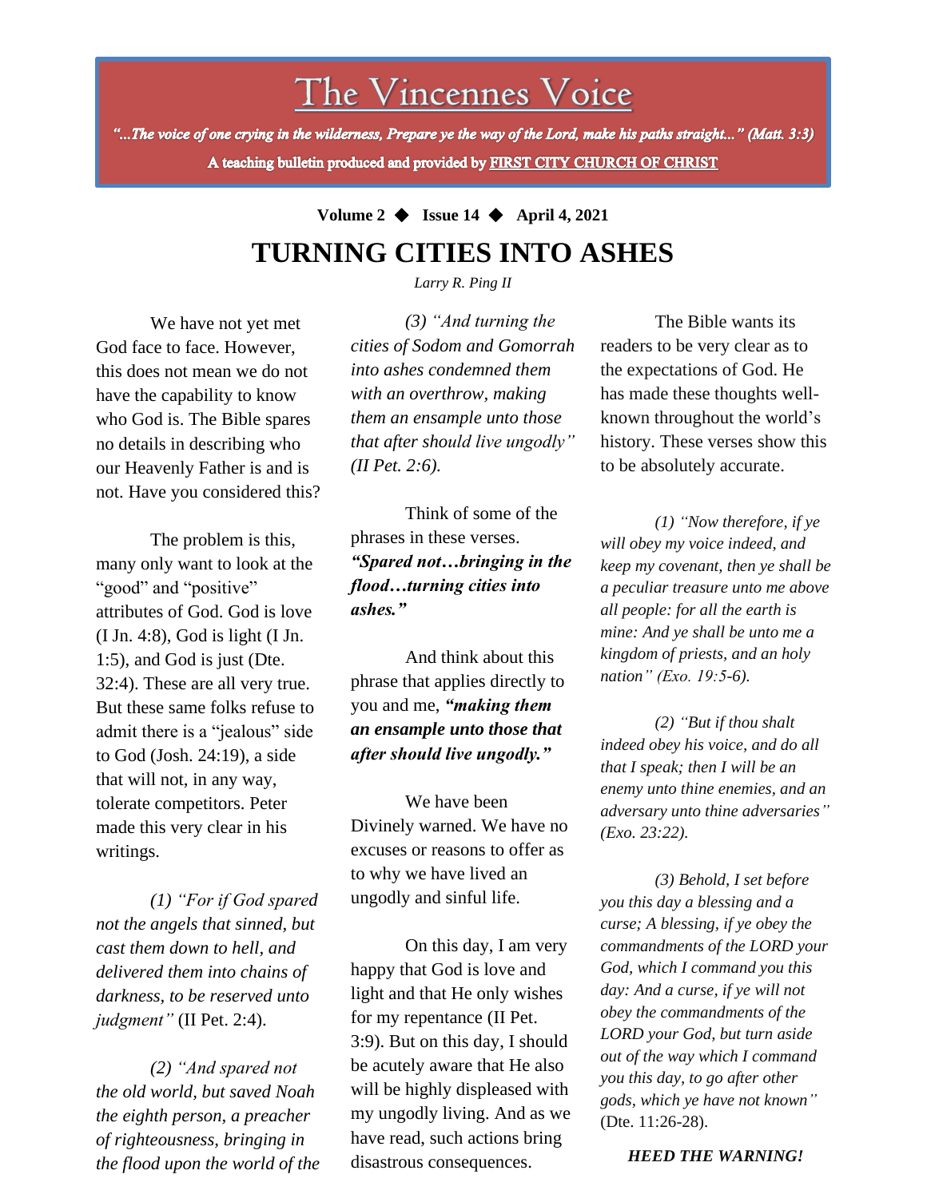# The Vincennes Voice

*"...The voice of one crying in the wilderness, Prepare ye the way of the Lord, make his paths straight..." (Matt. 3:3)*

**A teaching bulletin produced and provided by FIRST CITY CHURCH OF CHRIST**

**Volume 2 ◆ Issue 14 ◆ April 4, 2021**

# TURNING CITIES INTO ASHES

*Larry R. Ping II*

We have not yet met God face to face. However, this does not mean we do not have the capability to know who God is. The Bible spares no details in describing who our Heavenly Father is and is not. Have you considered this?

The problem is this, many only want to look at the "good" and "positive" attributes of God. God is love (I Jn. 4:8), God is light (I Jn. 1:5), and God is just (Dte. 32:4). These are all very true. But these same folks refuse to admit there is a "jealous" side to God (Josh. 24:19), a side that will not, in any way, tolerate competitors. Peter made this very clear in his writings.

*(1) "For if God spared not the angels that sinned, but cast them down to hell, and delivered them into chains of darkness, to be reserved unto judgment"* (II Pet. 2:4).

*(2) "And spared not the old world, but saved Noah the eighth person, a preacher of righteousness, bringing in the flood upon the world of the*

*(3) "And turning the cities of Sodom and Gomorrah into ashes condemned them with an overthrow, making them an ensample unto those that after should live ungodly" (II Pet. 2:6).*

Think of some of the phrases in these verses. ***"Spared not…bringing in the flood…turning cities into ashes."***

And think about this phrase that applies directly to you and me, ***"making them an ensample unto those that after should live ungodly."***

We have been Divinely warned. We have no excuses or reasons to offer as to why we have lived an ungodly and sinful life.

On this day, I am very happy that God is love and light and that He only wishes for my repentance (II Pet. 3:9). But on this day, I should be acutely aware that He also will be highly displeased with my ungodly living. And as we have read, such actions bring disastrous consequences.

The Bible wants its readers to be very clear as to the expectations of God. He has made these thoughts well-known throughout the world's history. These verses show this to be absolutely accurate.

*(1) "Now therefore, if ye will obey my voice indeed, and keep my covenant, then ye shall be a peculiar treasure unto me above all people: for all the earth is mine: And ye shall be unto me a kingdom of priests, and an holy nation" (Exo. 19:5-6).*

*(2) "But if thou shalt indeed obey his voice, and do all that I speak; then I will be an enemy unto thine enemies, and an adversary unto thine adversaries" (Exo. 23:22).*

*(3) Behold, I set before you this day a blessing and a curse; A blessing, if ye obey the commandments of the LORD your God, which I command you this day: And a curse, if ye will not obey the commandments of the LORD your God, but turn aside out of the way which I command you this day, to go after other gods, which ye have not known"* (Dte. 11:26-28).

***HEED THE WARNING!***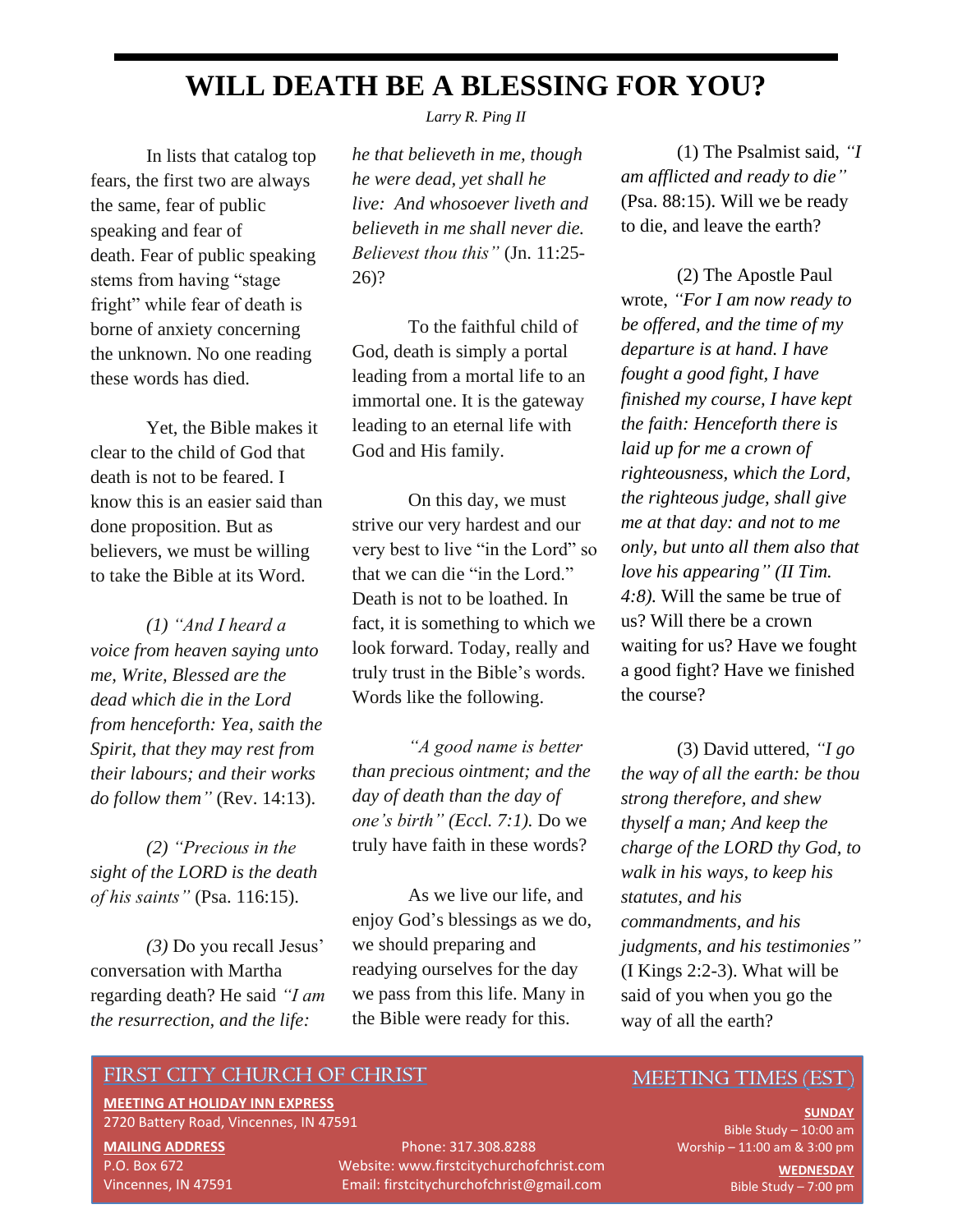# WILL DEATH BE A BLESSING FOR YOU?

*Larry R. Ping II*

In lists that catalog top fears, the first two are always the same, fear of public speaking and fear of death. Fear of public speaking stems from having "stage fright" while fear of death is borne of anxiety concerning the unknown. No one reading these words has died.

Yet, the Bible makes it clear to the child of God that death is not to be feared. I know this is an easier said than done proposition. But as believers, we must be willing to take the Bible at its Word.

*(1) "And I heard a voice from heaven saying unto me, Write, Blessed are the dead which die in the Lord from henceforth: Yea, saith the Spirit, that they may rest from their labours; and their works do follow them"* (Rev. 14:13).

*(2) "Precious in the sight of the LORD is the death of his saints"* (Psa. 116:15).

*(3)* Do you recall Jesus' conversation with Martha regarding death? He said *"I am the resurrection, and the life: he that believeth in me, though he were dead, yet shall he live: And whosoever liveth and believeth in me shall never die. Believest thou this"* (Jn. 11:25-26)?

To the faithful child of God, death is simply a portal leading from a mortal life to an immortal one. It is the gateway leading to an eternal life with God and His family.

On this day, we must strive our very hardest and our very best to live "in the Lord" so that we can die "in the Lord." Death is not to be loathed. In fact, it is something to which we look forward. Today, really and truly trust in the Bible's words. Words like the following.

*"A good name is better than precious ointment; and the day of death than the day of one's birth" (Eccl. 7:1).* Do we truly have faith in these words?

As we live our life, and enjoy God's blessings as we do, we should preparing and readying ourselves for the day we pass from this life. Many in the Bible were ready for this.

(1) The Psalmist said, *"I am afflicted and ready to die"* (Psa. 88:15). Will we be ready to die, and leave the earth?

(2) The Apostle Paul wrote, *"For I am now ready to be offered, and the time of my departure is at hand. I have fought a good fight, I have finished my course, I have kept the faith: Henceforth there is laid up for me a crown of righteousness, which the Lord, the righteous judge, shall give me at that day: and not to me only, but unto all them also that love his appearing" (II Tim. 4:8).* Will the same be true of us? Will there be a crown waiting for us? Have we fought a good fight? Have we finished the course?

(3) David uttered, *"I go the way of all the earth: be thou strong therefore, and shew thyself a man; And keep the charge of the LORD thy God, to walk in his ways, to keep his statutes, and his commandments, and his judgments, and his testimonies"* (I Kings 2:2-3). What will be said of you when you go the way of all the earth?

---

## FIRST CITY CHURCH OF CHRIST

**MEETING AT HOLIDAY INN EXPRESS**
2720 Battery Road, Vincennes, IN 47591

**MAILING ADDRESS**
P.O. Box 672
Vincennes, IN 47591

Phone: 317.308.8288
Website: www.firstcitychurchofchrist.com
Email: firstcitychurchofchrist@gmail.com

## MEETING TIMES (EST)

**SUNDAY**
Bible Study – 10:00 am
Worship – 11:00 am & 3:00 pm

**WEDNESDAY**
Bible Study – 7:00 pm